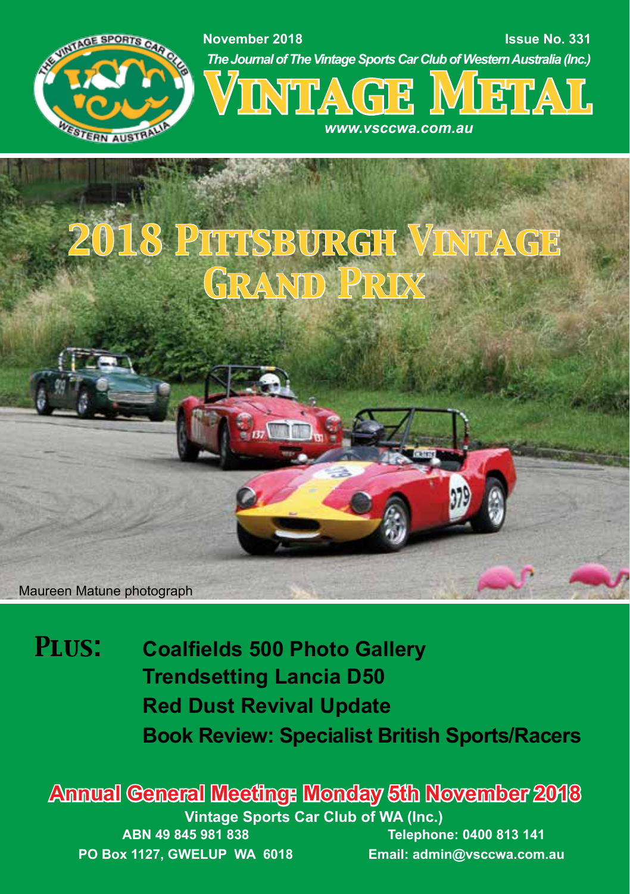November 2018 Issue No. 331

*The Journal of The Vintage Sports Car Club of Western Australia (Inc.)*

# VINTAGE METAL

*www.vsccwa.com.au*

# 2018 PITTSBURGH VINTAGE GRAND PRIX

Maureen Matune photograph

**PLUS:**

- **Coalfields 500 Photo Gallery**
- **Trendsetting Lancia D50**
- **Red Dust Revival Update**
- **Book Review: Specialist British Sports/Racers**

## Annual General Meeting: Monday 5th November 2018

**Vintage Sports Car Club of WA (Inc.)**

**ABN 49 845 981 838**

**PO Box 1127, GWELUP WA 6018**

**Telephone: 0400 813 141**

**Email: admin@vsccwa.com.au**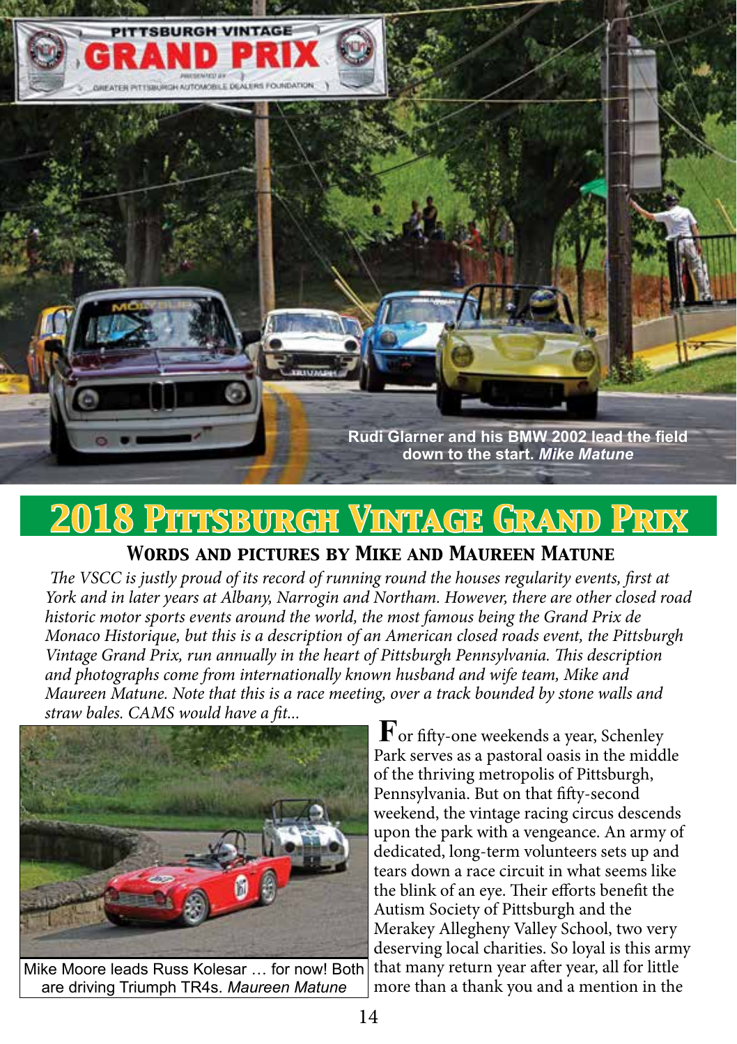Rudi Glarner and his BMW 2002 lead the field down to the start. *Mike Matune*

# 2018 Pittsburgh Vintage Grand Prix

### Words and pictures by Mike and Maureen Matune

*The VSCC is justly proud of its record of running round the houses regularity events, first at York and in later years at Albany, Narrogin and Northam. However, there are other closed road historic motor sports events around the world, the most famous being the Grand Prix de Monaco Historique, but this is a description of an American closed roads event, the Pittsburgh Vintage Grand Prix, run annually in the heart of Pittsburgh Pennsylvania. This description and photographs come from internationally known husband and wife team, Mike and Maureen Matune. Note that this is a race meeting, over a track bounded by stone walls and straw bales. CAMS would have a fit...*

Mike Moore leads Russ Kolesar … for now! Both are driving Triumph TR4s. *Maureen Matune*

For fifty-one weekends a year, Schenley Park serves as a pastoral oasis in the middle of the thriving metropolis of Pittsburgh, Pennsylvania. But on that fifty-second weekend, the vintage racing circus descends upon the park with a vengeance. An army of dedicated, long-term volunteers sets up and tears down a race circuit in what seems like the blink of an eye. Their efforts benefit the Autism Society of Pittsburgh and the Merakey Allegheny Valley School, two very deserving local charities. So loyal is this army that many return year after year, all for little more than a thank you and a mention in the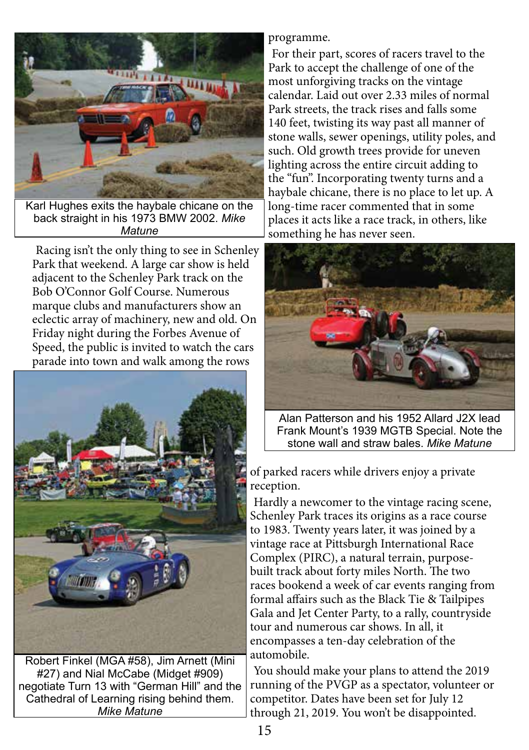Karl Hughes exits the haybale chicane on the back straight in his 1973 BMW 2002. *Mike Matune*

programme.

For their part, scores of racers travel to the Park to accept the challenge of one of the most unforgiving tracks on the vintage calendar. Laid out over 2.33 miles of normal Park streets, the track rises and falls some 140 feet, twisting its way past all manner of stone walls, sewer openings, utility poles, and such. Old growth trees provide for uneven lighting across the entire circuit adding to the "fun". Incorporating twenty turns and a haybale chicane, there is no place to let up. A long-time racer commented that in some places it acts like a race track, in others, like something he has never seen.

Alan Patterson and his 1952 Allard J2X lead Frank Mount's 1939 MGTB Special. Note the stone wall and straw bales. *Mike Matune*

Racing isn't the only thing to see in Schenley Park that weekend. A large car show is held adjacent to the Schenley Park track on the Bob O'Connor Golf Course. Numerous marque clubs and manufacturers show an eclectic array of machinery, new and old. On Friday night during the Forbes Avenue of Speed, the public is invited to watch the cars parade into town and walk among the rows of parked racers while drivers enjoy a private reception.

Hardly a newcomer to the vintage racing scene, Schenley Park traces its origins as a race course to 1983. Twenty years later, it was joined by a vintage race at Pittsburgh International Race Complex (PIRC), a natural terrain, purpose-built track about forty miles North. The two races bookend a week of car events ranging from formal affairs such as the Black Tie & Tailpipes Gala and Jet Center Party, to a rally, countryside tour and numerous car shows. In all, it encompasses a ten-day celebration of the automobile.

You should make your plans to attend the 2019 running of the PVGP as a spectator, volunteer or competitor. Dates have been set for July 12 through 21, 2019. You won't be disappointed.

Robert Finkel (MGA #58), Jim Arnett (Mini #27) and Nial McCabe (Midget #909) negotiate Turn 13 with "German Hill" and the Cathedral of Learning rising behind them. *Mike Matune*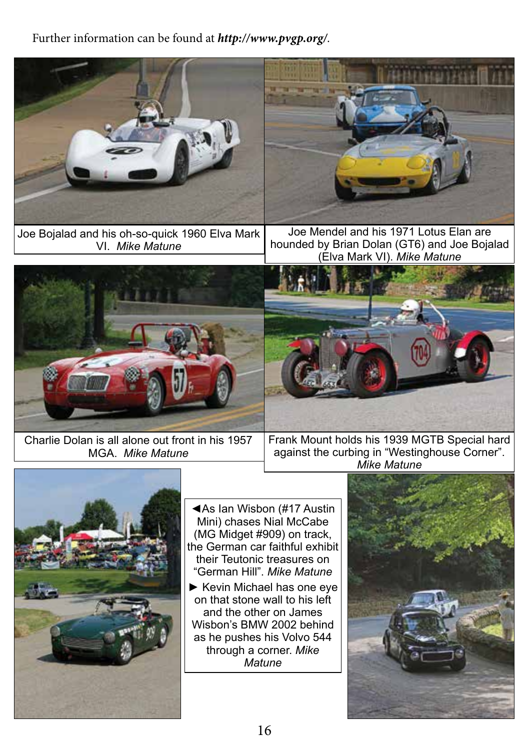Further information can be found at ***http://www.pvgp.org/***.

Joe Bojalad and his oh-so-quick 1960 Elva Mark VI. *Mike Matune*

Joe Mendel and his 1971 Lotus Elan are hounded by Brian Dolan (GT6) and Joe Bojalad (Elva Mark VI). *Mike Matune*

Charlie Dolan is all alone out front in his 1957 MGA. *Mike Matune*

Frank Mount holds his 1939 MGTB Special hard against the curbing in "Westinghouse Corner". *Mike Matune*

◄As Ian Wisbon (#17 Austin Mini) chases Nial McCabe (MG Midget #909) on track, the German car faithful exhibit their Teutonic treasures on "German Hill". *Mike Matune*

► Kevin Michael has one eye on that stone wall to his left and the other on James Wisbon's BMW 2002 behind as he pushes his Volvo 544 through a corner. *Mike Matune*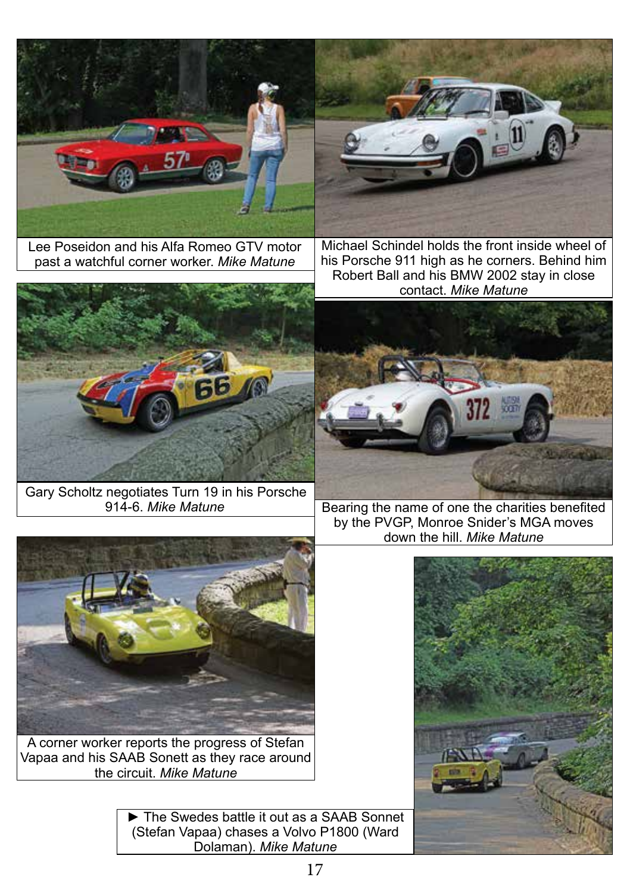Lee Poseidon and his Alfa Romeo GTV motor past a watchful corner worker. *Mike Matune*

Michael Schindel holds the front inside wheel of his Porsche 911 high as he corners. Behind him Robert Ball and his BMW 2002 stay in close contact. *Mike Matune*

Gary Scholtz negotiates Turn 19 in his Porsche 914-6. *Mike Matune*

Bearing the name of one the charities benefited by the PVGP, Monroe Snider's MGA moves down the hill. *Mike Matune*

A corner worker reports the progress of Stefan Vapaa and his SAAB Sonett as they race around the circuit. *Mike Matune*

► The Swedes battle it out as a SAAB Sonnet (Stefan Vapaa) chases a Volvo P1800 (Ward Dolaman). *Mike Matune*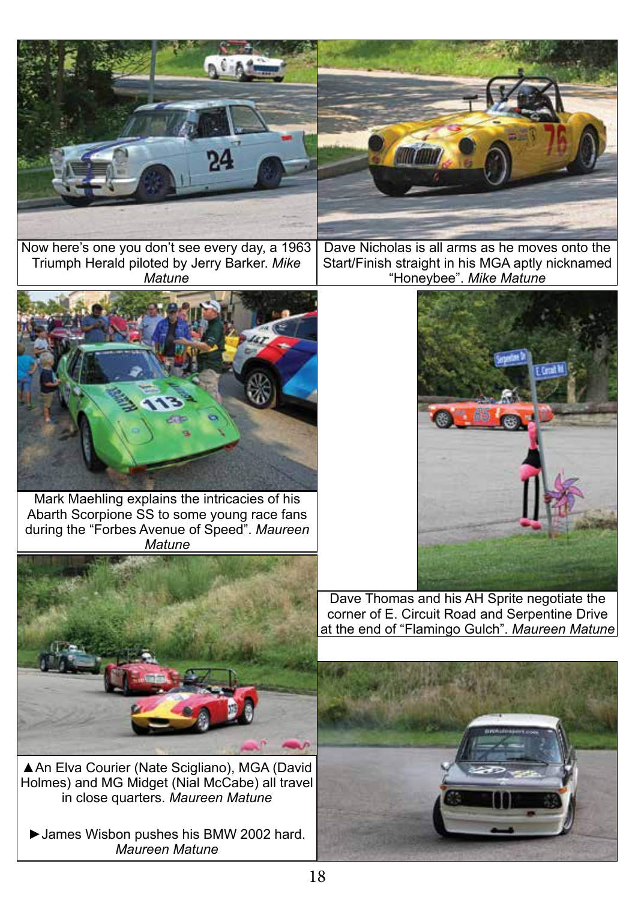Now here's one you don't see every day, a 1963 Triumph Herald piloted by Jerry Barker. *Mike Matune*

Dave Nicholas is all arms as he moves onto the Start/Finish straight in his MGA aptly nicknamed "Honeybee". *Mike Matune*

Mark Maehling explains the intricacies of his Abarth Scorpione SS to some young race fans during the "Forbes Avenue of Speed". *Maureen Matune*

Dave Thomas and his AH Sprite negotiate the corner of E. Circuit Road and Serpentine Drive at the end of "Flamingo Gulch". *Maureen Matune*

▲An Elva Courier (Nate Scigliano), MGA (David Holmes) and MG Midget (Nial McCabe) all travel in close quarters. *Maureen Matune*

►James Wisbon pushes his BMW 2002 hard. *Maureen Matune*